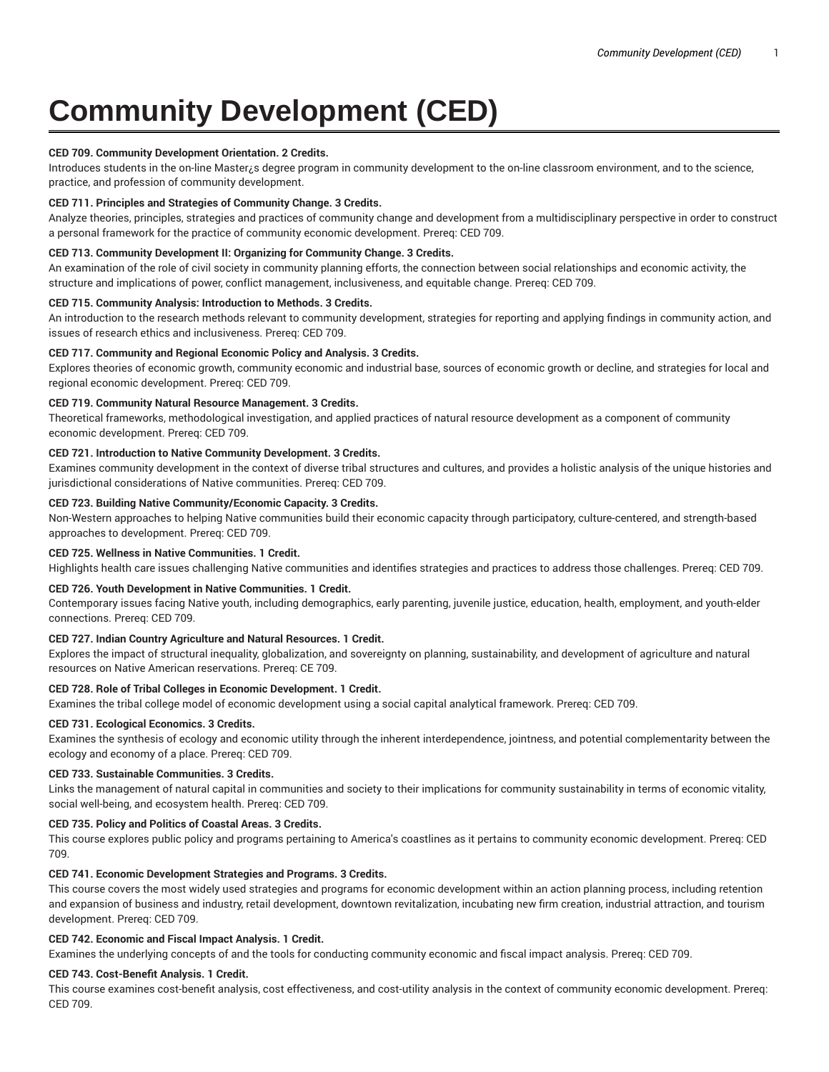# Community Development (CED)

**CED 709. Community Development Orientation. 2 Credits.**
Introduces students in the on-line Master¿s degree program in community development to the on-line classroom environment, and to the science, practice, and profession of community development.

**CED 711. Principles and Strategies of Community Change. 3 Credits.**
Analyze theories, principles, strategies and practices of community change and development from a multidisciplinary perspective in order to construct a personal framework for the practice of community economic development. Prereq: CED 709.

**CED 713. Community Development II: Organizing for Community Change. 3 Credits.**
An examination of the role of civil society in community planning efforts, the connection between social relationships and economic activity, the structure and implications of power, conflict management, inclusiveness, and equitable change. Prereq: CED 709.

**CED 715. Community Analysis: Introduction to Methods. 3 Credits.**
An introduction to the research methods relevant to community development, strategies for reporting and applying findings in community action, and issues of research ethics and inclusiveness. Prereq: CED 709.

**CED 717. Community and Regional Economic Policy and Analysis. 3 Credits.**
Explores theories of economic growth, community economic and industrial base, sources of economic growth or decline, and strategies for local and regional economic development. Prereq: CED 709.

**CED 719. Community Natural Resource Management. 3 Credits.**
Theoretical frameworks, methodological investigation, and applied practices of natural resource development as a component of community economic development. Prereq: CED 709.

**CED 721. Introduction to Native Community Development. 3 Credits.**
Examines community development in the context of diverse tribal structures and cultures, and provides a holistic analysis of the unique histories and jurisdictional considerations of Native communities. Prereq: CED 709.

**CED 723. Building Native Community/Economic Capacity. 3 Credits.**
Non-Western approaches to helping Native communities build their economic capacity through participatory, culture-centered, and strength-based approaches to development. Prereq: CED 709.

**CED 725. Wellness in Native Communities. 1 Credit.**
Highlights health care issues challenging Native communities and identifies strategies and practices to address those challenges. Prereq: CED 709.

**CED 726. Youth Development in Native Communities. 1 Credit.**
Contemporary issues facing Native youth, including demographics, early parenting, juvenile justice, education, health, employment, and youth-elder connections. Prereq: CED 709.

**CED 727. Indian Country Agriculture and Natural Resources. 1 Credit.**
Explores the impact of structural inequality, globalization, and sovereignty on planning, sustainability, and development of agriculture and natural resources on Native American reservations. Prereq: CE 709.

**CED 728. Role of Tribal Colleges in Economic Development. 1 Credit.**
Examines the tribal college model of economic development using a social capital analytical framework. Prereq: CED 709.

**CED 731. Ecological Economics. 3 Credits.**
Examines the synthesis of ecology and economic utility through the inherent interdependence, jointness, and potential complementarity between the ecology and economy of a place. Prereq: CED 709.

**CED 733. Sustainable Communities. 3 Credits.**
Links the management of natural capital in communities and society to their implications for community sustainability in terms of economic vitality, social well-being, and ecosystem health. Prereq: CED 709.

**CED 735. Policy and Politics of Coastal Areas. 3 Credits.**
This course explores public policy and programs pertaining to America's coastlines as it pertains to community economic development. Prereq: CED 709.

**CED 741. Economic Development Strategies and Programs. 3 Credits.**
This course covers the most widely used strategies and programs for economic development within an action planning process, including retention and expansion of business and industry, retail development, downtown revitalization, incubating new firm creation, industrial attraction, and tourism development. Prereq: CED 709.

**CED 742. Economic and Fiscal Impact Analysis. 1 Credit.**
Examines the underlying concepts of and the tools for conducting community economic and fiscal impact analysis. Prereq: CED 709.

**CED 743. Cost-Benefit Analysis. 1 Credit.**
This course examines cost-benefit analysis, cost effectiveness, and cost-utility analysis in the context of community economic development. Prereq: CED 709.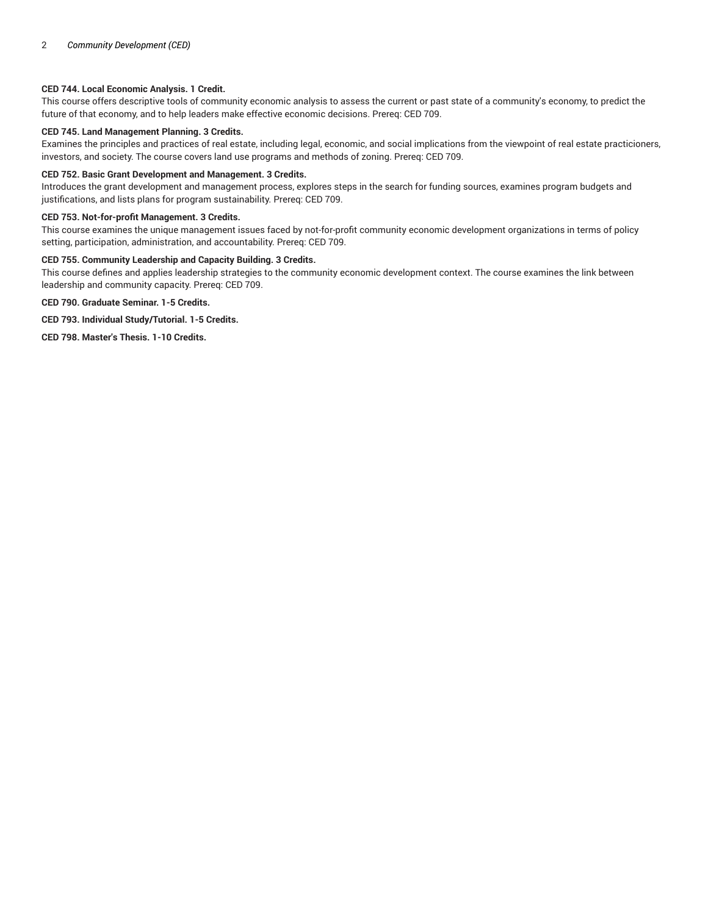**CED 744. Local Economic Analysis. 1 Credit.**
This course offers descriptive tools of community economic analysis to assess the current or past state of a community's economy, to predict the future of that economy, and to help leaders make effective economic decisions. Prereq: CED 709.

**CED 745. Land Management Planning. 3 Credits.**
Examines the principles and practices of real estate, including legal, economic, and social implications from the viewpoint of real estate practicioners, investors, and society. The course covers land use programs and methods of zoning. Prereq: CED 709.

**CED 752. Basic Grant Development and Management. 3 Credits.**
Introduces the grant development and management process, explores steps in the search for funding sources, examines program budgets and justifications, and lists plans for program sustainability. Prereq: CED 709.

**CED 753. Not-for-profit Management. 3 Credits.**
This course examines the unique management issues faced by not-for-profit community economic development organizations in terms of policy setting, participation, administration, and accountability. Prereq: CED 709.

**CED 755. Community Leadership and Capacity Building. 3 Credits.**
This course defines and applies leadership strategies to the community economic development context. The course examines the link between leadership and community capacity. Prereq: CED 709.

**CED 790. Graduate Seminar. 1-5 Credits.**

**CED 793. Individual Study/Tutorial. 1-5 Credits.**

**CED 798. Master's Thesis. 1-10 Credits.**